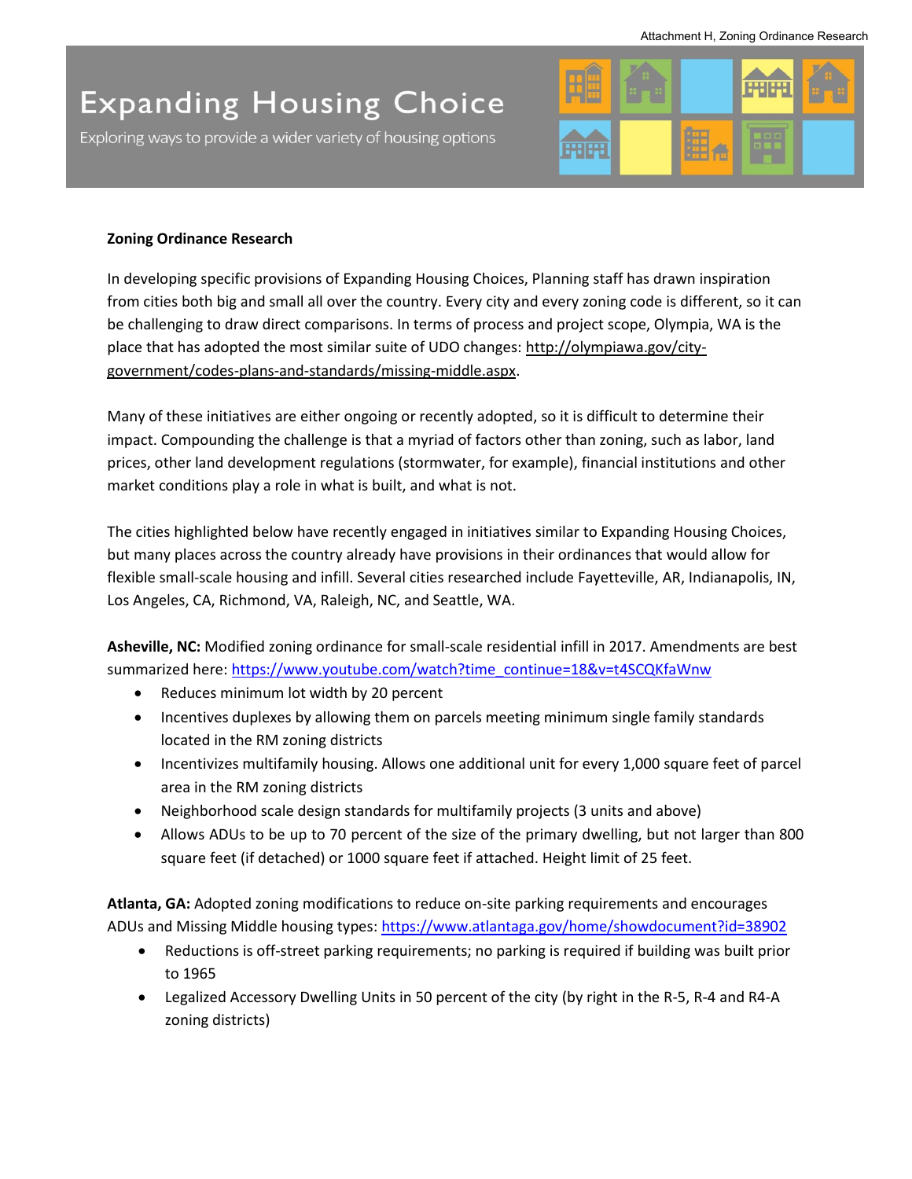# Expanding Housing Choice

Exploring ways to provide a wider variety of housing options

**Zoning Ordinance Research**

In developing specific provisions of Expanding Housing Choices, Planning staff has drawn inspiration from cities both big and small all over the country. Every city and every zoning code is different, so it can be challenging to draw direct comparisons. In terms of process and project scope, Olympia, WA is the place that has adopted the most similar suite of UDO changes: http://olympiawa.gov/city-government/codes-plans-and-standards/missing-middle.aspx.

Many of these initiatives are either ongoing or recently adopted, so it is difficult to determine their impact. Compounding the challenge is that a myriad of factors other than zoning, such as labor, land prices, other land development regulations (stormwater, for example), financial institutions and other market conditions play a role in what is built, and what is not.

The cities highlighted below have recently engaged in initiatives similar to Expanding Housing Choices, but many places across the country already have provisions in their ordinances that would allow for flexible small-scale housing and infill. Several cities researched include Fayetteville, AR, Indianapolis, IN, Los Angeles, CA, Richmond, VA, Raleigh, NC, and Seattle, WA.

**Asheville, NC:** Modified zoning ordinance for small-scale residential infill in 2017. Amendments are best summarized here: https://www.youtube.com/watch?time_continue=18&v=t4SCQKfaWnw

- Reduces minimum lot width by 20 percent
- Incentives duplexes by allowing them on parcels meeting minimum single family standards located in the RM zoning districts
- Incentivizes multifamily housing. Allows one additional unit for every 1,000 square feet of parcel area in the RM zoning districts
- Neighborhood scale design standards for multifamily projects (3 units and above)
- Allows ADUs to be up to 70 percent of the size of the primary dwelling, but not larger than 800 square feet (if detached) or 1000 square feet if attached. Height limit of 25 feet.

**Atlanta, GA:** Adopted zoning modifications to reduce on-site parking requirements and encourages ADUs and Missing Middle housing types: https://www.atlantaga.gov/home/showdocument?id=38902

- Reductions is off-street parking requirements; no parking is required if building was built prior to 1965
- Legalized Accessory Dwelling Units in 50 percent of the city (by right in the R-5, R-4 and R4-A zoning districts)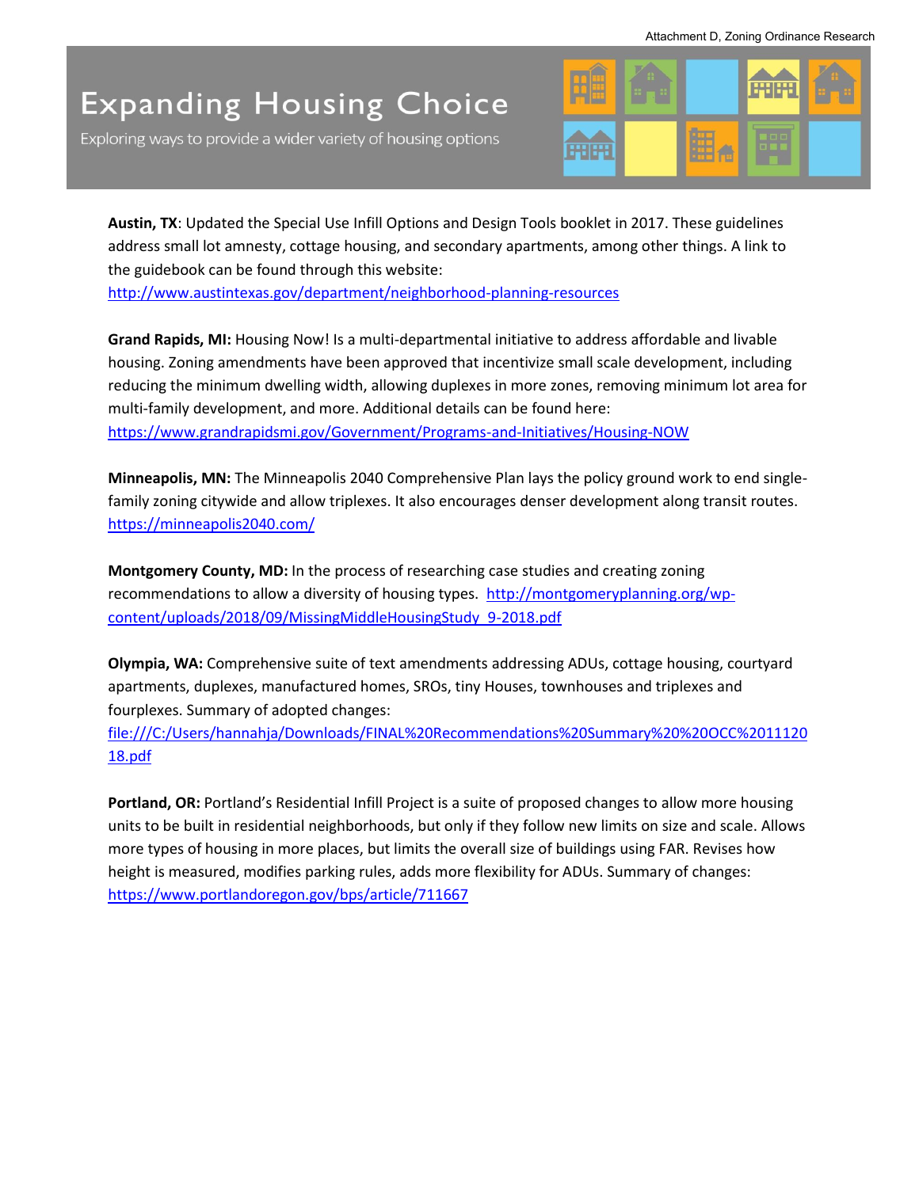# Expanding Housing Choice

Exploring ways to provide a wider variety of housing options

**Austin, TX**: Updated the Special Use Infill Options and Design Tools booklet in 2017. These guidelines address small lot amnesty, cottage housing, and secondary apartments, among other things. A link to the guidebook can be found through this website: http://www.austintexas.gov/department/neighborhood-planning-resources

**Grand Rapids, MI:** Housing Now! Is a multi-departmental initiative to address affordable and livable housing. Zoning amendments have been approved that incentivize small scale development, including reducing the minimum dwelling width, allowing duplexes in more zones, removing minimum lot area for multi-family development, and more. Additional details can be found here: https://www.grandrapidsmi.gov/Government/Programs-and-Initiatives/Housing-NOW

**Minneapolis, MN:** The Minneapolis 2040 Comprehensive Plan lays the policy ground work to end single-family zoning citywide and allow triplexes. It also encourages denser development along transit routes. https://minneapolis2040.com/

**Montgomery County, MD:** In the process of researching case studies and creating zoning recommendations to allow a diversity of housing types. http://montgomeryplanning.org/wp-content/uploads/2018/09/MissingMiddleHousingStudy_9-2018.pdf

**Olympia, WA:** Comprehensive suite of text amendments addressing ADUs, cottage housing, courtyard apartments, duplexes, manufactured homes, SROs, tiny Houses, townhouses and triplexes and fourplexes. Summary of adopted changes: file:///C:/Users/hannahja/Downloads/FINAL%20Recommendations%20Summary%20%20OCC%2011120 18.pdf

**Portland, OR:** Portland's Residential Infill Project is a suite of proposed changes to allow more housing units to be built in residential neighborhoods, but only if they follow new limits on size and scale. Allows more types of housing in more places, but limits the overall size of buildings using FAR. Revises how height is measured, modifies parking rules, adds more flexibility for ADUs. Summary of changes: https://www.portlandoregon.gov/bps/article/711667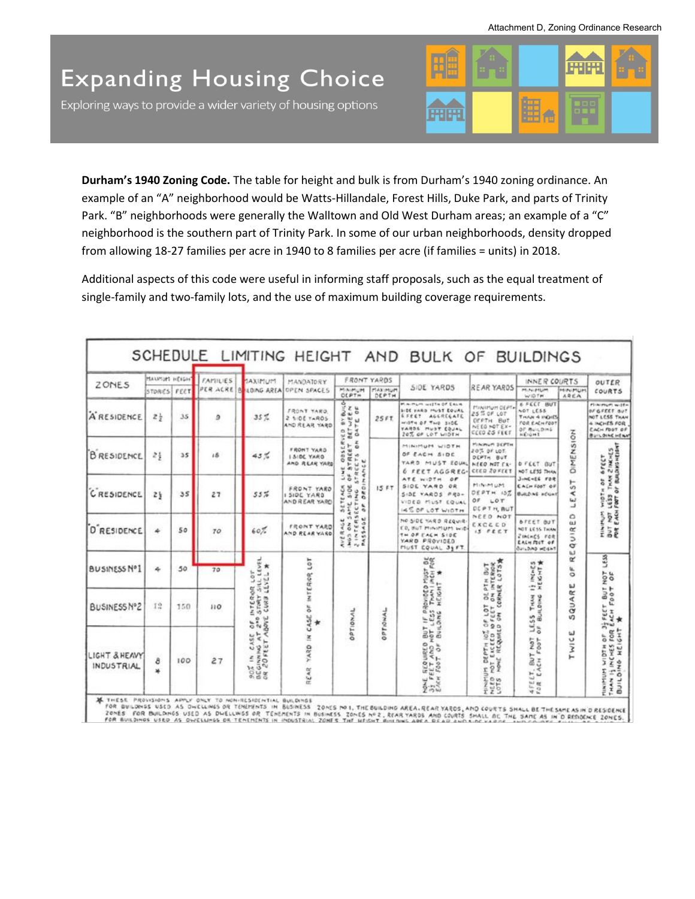Attachment D, Zoning Ordinance Research

# Expanding Housing Choice

Exploring ways to provide a wider variety of housing options

**Durham's 1940 Zoning Code.** The table for height and bulk is from Durham's 1940 zoning ordinance. An example of an "A" neighborhood would be Watts-Hillandale, Forest Hills, Duke Park, and parts of Trinity Park. "B" neighborhoods were generally the Walltown and Old West Durham areas; an example of a "C" neighborhood is the southern part of Trinity Park. In some of our urban neighborhoods, density dropped from allowing 18-27 families per acre in 1940 to 8 families per acre (if families = units) in 2018.

Additional aspects of this code were useful in informing staff proposals, such as the equal treatment of single-family and two-family lots, and the use of maximum building coverage requirements.

SCHEDULE LIMITING HEIGHT AND BULK OF BUILDINGS

| ZONES | Maximum Height Stories | Maximum Height Feet | Families per Acre | Maximum Building Area | Mandatory Open Spaces | Front Yards Minimum Depth | Front Yards Maximum Depth | Side Yards | Rear Yards | Inner Courts Minimum Width | Inner Courts Minimum Area | Outer Courts |
|---|---|---|---|---|---|---|---|---|---|---|---|---|
| "A" Residence | 2½ | 35 | 9 | 35% | Front yard 2 side yards and rear yard | Average setback line observed by buildings on same side of street between 2 intersecting streets on date of passage of ordinance | 25 FT. | Minimum width of each side yard must equal 6 feet aggregate width of two side yards must equal 20% of lot width | Minimum depth 25% of lot depth but need not exceed 25 feet | 6 feet but not less than 4 inches for each foot of building height | Twice square of required least dimension | Minimum width of 6 feet but not less than 4 inches for each foot of building height |
| "B" Residence | 2½ | 35 | 18 | 45% | Front yard 1 side yard and rear yard | | 15 FT | Minimum width of each side yard must equal 6 feet aggregate width of side yard or side yards provided must equal 14% of lot width | Minimum depth 20% of lot depth but need not exceed 20 feet | 6 feet but not less than 3 inches for each foot of building height | | Minimum width of 6 feet but not less than 3 inches for each foot of building height |
| "C" Residence | 2½ | 35 | 27 | 55% | Front yard 1 side yard and rear yard | | | | Minimum depth 15% of lot depth but need not exceed 15 feet | | | |
| "D" Residence | 4 | 50 | 70 | 60% | Front yard and rear yard | | | No side yard required, but minimum width of each side yard provided must equal 3½ ft. | | 6 feet but not less than 2 inches for each foot of building height | | |
| Business Nº1 | 4 | 50 | 70 | 90% in case of interior lot beginning at 2nd story sill level or 20 feet above curb level ★ | Rear yard in case of interior lot ★ | Optional | Optional | None required but if provided must be 3½ feet and not less than 1 inch for each foot of building height ★ | Minimum depth 10% of lot depth but need not exceed 10 feet on interior lots none required on corner lots ★ | 4 feet, but not less than 1½ inches for each foot of building height ★ | | Minimum width of 3½ feet but not less than 1½ inches for each foot of building height ★ |
| Business Nº2 | 12 | 150 | 110 | | | | | | | | | |
| Light & Heavy Industrial | 8 ★ | 100 | 27 | | | | | | | | | |

★ These provisions apply only to non-residential buildings. For buildings used as dwellings or tenements in business zones Nº 1, the building area, rear yards, and courts shall be the same as in D residence zones. For buildings used as dwellings or tenements in business zones Nº 2, rear yards and courts shall be the same as in D residence zones. For buildings used as dwellings or tenements in industrial zones the height, building area, rear and side yards, and courts shall be the same ...